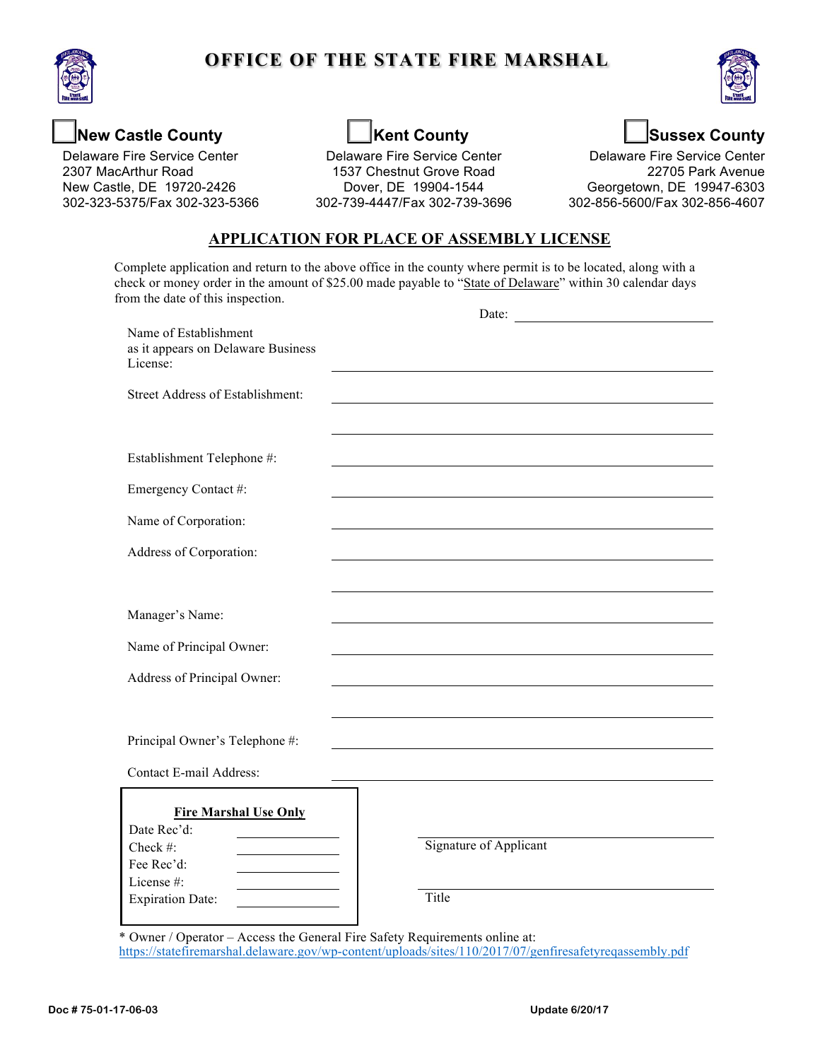# OFFICE OF THE STATE FIRE MARSHAL

| ☐ **New Castle County** | ☐ **Kent County** | ☐ **Sussex County** |
|---|---|---|
| Delaware Fire Service Center | Delaware Fire Service Center | Delaware Fire Service Center |
| 2307 MacArthur Road | 1537 Chestnut Grove Road | 22705 Park Avenue |
| New Castle, DE 19720-2426 | Dover, DE 19904-1544 | Georgetown, DE 19947-6303 |
| 302-323-5375/Fax 302-323-5366 | 302-739-4447/Fax 302-739-3696 | 302-856-5600/Fax 302-856-4607 |

## APPLICATION FOR PLACE OF ASSEMBLY LICENSE

Complete application and return to the above office in the county where permit is to be located, along with a check or money order in the amount of $25.00 made payable to "State of Delaware" within 30 calendar days from the date of this inspection.

Date: ______________________

Name of Establishment as it appears on Delaware Business License: ______________________

Street Address of Establishment: ______________________

______________________

Establishment Telephone #: ______________________

Emergency Contact #: ______________________

Name of Corporation: ______________________

Address of Corporation: ______________________

______________________

Manager's Name: ______________________

Name of Principal Owner: ______________________

Address of Principal Owner: ______________________

______________________

Principal Owner's Telephone #: ______________________

Contact E-mail Address: ______________________

**Fire Marshal Use Only**

Date Rec'd: ____________

Check #: ____________

Fee Rec'd: ____________

License #: ____________

Expiration Date: ____________

______________________
Signature of Applicant

______________________
Title

* Owner / Operator – Access the General Fire Safety Requirements online at:
https://statefiremarshal.delaware.gov/wp-content/uploads/sites/110/2017/07/genfiresafetyreqassembly.pdf

Doc # 75-01-17-06-03

Update 6/20/17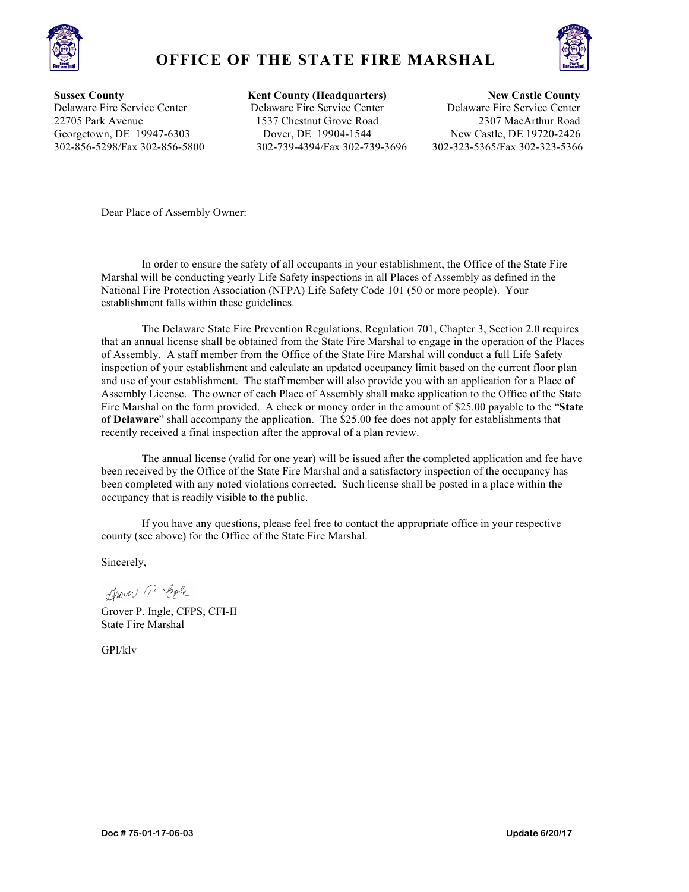# OFFICE OF THE STATE FIRE MARSHAL

**Sussex County**
Delaware Fire Service Center
22705 Park Avenue
Georgetown, DE 19947-6303
302-856-5298/Fax 302-856-5800

**Kent County (Headquarters)**
Delaware Fire Service Center
1537 Chestnut Grove Road
Dover, DE 19904-1544
302-739-4394/Fax 302-739-3696

**New Castle County**
Delaware Fire Service Center
2307 MacArthur Road
New Castle, DE 19720-2426
302-323-5365/Fax 302-323-5366

Dear Place of Assembly Owner:

In order to ensure the safety of all occupants in your establishment, the Office of the State Fire Marshal will be conducting yearly Life Safety inspections in all Places of Assembly as defined in the National Fire Protection Association (NFPA) Life Safety Code 101 (50 or more people). Your establishment falls within these guidelines.

The Delaware State Fire Prevention Regulations, Regulation 701, Chapter 3, Section 2.0 requires that an annual license shall be obtained from the State Fire Marshal to engage in the operation of the Places of Assembly. A staff member from the Office of the State Fire Marshal will conduct a full Life Safety inspection of your establishment and calculate an updated occupancy limit based on the current floor plan and use of your establishment. The staff member will also provide you with an application for a Place of Assembly License. The owner of each Place of Assembly shall make application to the Office of the State Fire Marshal on the form provided. A check or money order in the amount of $25.00 payable to the "**State of Delaware**" shall accompany the application. The $25.00 fee does not apply for establishments that recently received a final inspection after the approval of a plan review.

The annual license (valid for one year) will be issued after the completed application and fee have been received by the Office of the State Fire Marshal and a satisfactory inspection of the occupancy has been completed with any noted violations corrected. Such license shall be posted in a place within the occupancy that is readily visible to the public.

If you have any questions, please feel free to contact the appropriate office in your respective county (see above) for the Office of the State Fire Marshal.

Sincerely,

Grover P. Ingle, CFPS, CFI-II
State Fire Marshal

GPI/klv

**Doc # 75-01-17-06-03** **Update 6/20/17**